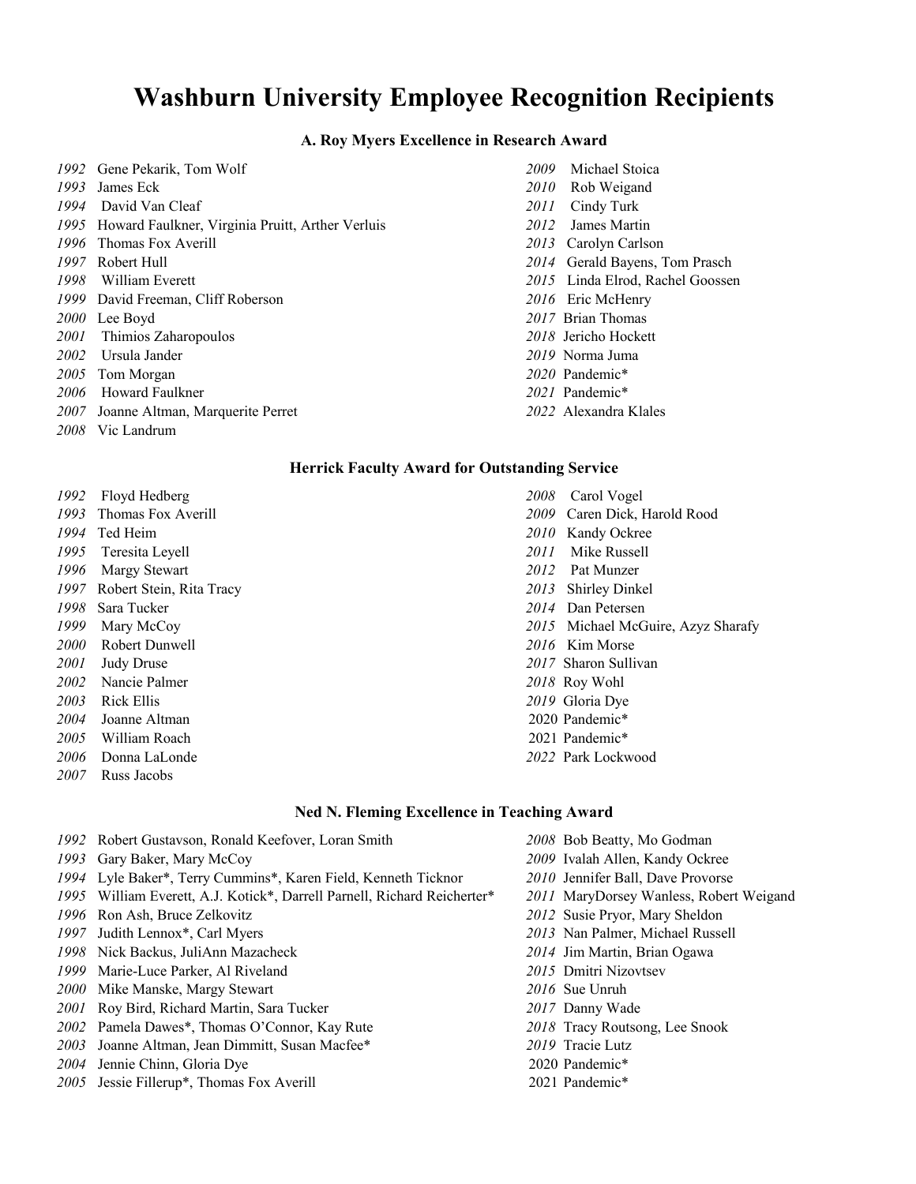# Washburn University Employee Recognition Recipients

### A. Roy Myers Excellence in Research Award

*1992* Gene Pekarik, Tom Wolf
*1993* James Eck
*1994* David Van Cleaf
*1995* Howard Faulkner, Virginia Pruitt, Arther Verluis
*1996* Thomas Fox Averill
*1997* Robert Hull
*1998* William Everett
*1999* David Freeman, Cliff Roberson
*2000* Lee Boyd
*2001* Thimios Zaharopoulos
*2002* Ursula Jander
*2005* Tom Morgan
*2006* Howard Faulkner
*2007* Joanne Altman, Marquerite Perret
*2008* Vic Landrum
*2009* Michael Stoica
*2010* Rob Weigand
*2011* Cindy Turk
*2012* James Martin
*2013* Carolyn Carlson
*2014* Gerald Bayens, Tom Prasch
*2015* Linda Elrod, Rachel Goossen
*2016* Eric McHenry
*2017* Brian Thomas
*2018* Jericho Hockett
*2019* Norma Juma
*2020* Pandemic*
*2021* Pandemic*
*2022* Alexandra Klales

### Herrick Faculty Award for Outstanding Service

*1992* Floyd Hedberg
*1993* Thomas Fox Averill
*1994* Ted Heim
*1995* Teresita Leyell
*1996* Margy Stewart
*1997* Robert Stein, Rita Tracy
*1998* Sara Tucker
*1999* Mary McCoy
*2000* Robert Dunwell
*2001* Judy Druse
*2002* Nancie Palmer
*2003* Rick Ellis
*2004* Joanne Altman
*2005* William Roach
*2006* Donna LaLonde
*2007* Russ Jacobs
*2008* Carol Vogel
*2009* Caren Dick, Harold Rood
*2010* Kandy Ockree
*2011* Mike Russell
*2012* Pat Munzer
*2013* Shirley Dinkel
*2014* Dan Petersen
*2015* Michael McGuire, Azyz Sharafy
*2016* Kim Morse
*2017* Sharon Sullivan
*2018* Roy Wohl
*2019* Gloria Dye
2020 Pandemic*
2021 Pandemic*
*2022* Park Lockwood

### Ned N. Fleming Excellence in Teaching Award

*1992* Robert Gustavson, Ronald Keefover, Loran Smith
*1993* Gary Baker, Mary McCoy
*1994* Lyle Baker*, Terry Cummins*, Karen Field, Kenneth Ticknor
*1995* William Everett, A.J. Kotick*, Darrell Parnell, Richard Reicherter*
*1996* Ron Ash, Bruce Zelkovitz
*1997* Judith Lennox*, Carl Myers
*1998* Nick Backus, JuliAnn Mazacheck
*1999* Marie-Luce Parker, Al Riveland
*2000* Mike Manske, Margy Stewart
*2001* Roy Bird, Richard Martin, Sara Tucker
*2002* Pamela Dawes*, Thomas O'Connor, Kay Rute
*2003* Joanne Altman, Jean Dimmitt, Susan Macfee*
*2004* Jennie Chinn, Gloria Dye
*2005* Jessie Fillerup*, Thomas Fox Averill
*2008* Bob Beatty, Mo Godman
*2009* Ivalah Allen, Kandy Ockree
*2010* Jennifer Ball, Dave Provorse
*2011* MaryDorsey Wanless, Robert Weigand
*2012* Susie Pryor, Mary Sheldon
*2013* Nan Palmer, Michael Russell
*2014* Jim Martin, Brian Ogawa
*2015* Dmitri Nizovtsev
*2016* Sue Unruh
*2017* Danny Wade
*2018* Tracy Routsong, Lee Snook
*2019* Tracie Lutz
2020 Pandemic*
2021 Pandemic*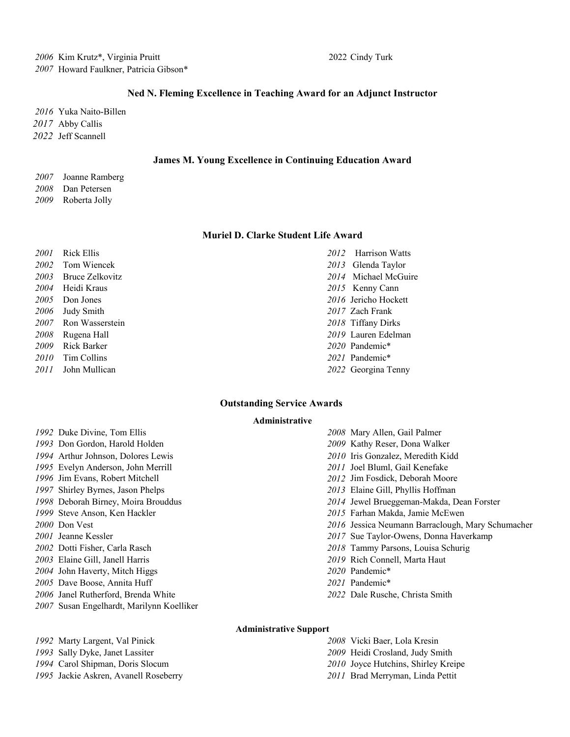*2006* Kim Krutz*, Virginia Pruitt

*2007* Howard Faulkner, Patricia Gibson*

2022 Cindy Turk

### Ned N. Fleming Excellence in Teaching Award for an Adjunct Instructor

*2016* Yuka Naito-Billen

*2017* Abby Callis

*2022* Jeff Scannell

### James M. Young Excellence in Continuing Education Award

*2007* Joanne Ramberg

*2008* Dan Petersen

*2009* Roberta Jolly

### Muriel D. Clarke Student Life Award

*2001* Rick Ellis

*2002* Tom Wiencek

*2003* Bruce Zelkovitz

*2004* Heidi Kraus

*2005* Don Jones

*2006* Judy Smith

*2007* Ron Wasserstein

*2008* Rugena Hall

*2009* Rick Barker

*2010* Tim Collins

*2011* John Mullican

*2012* Harrison Watts

*2013* Glenda Taylor

*2014* Michael McGuire

*2015* Kenny Cann

*2016* Jericho Hockett

*2017* Zach Frank

*2018* Tiffany Dirks

*2019* Lauren Edelman

*2020* Pandemic*

*2021* Pandemic*

*2022* Georgina Tenny

### Outstanding Service Awards

#### Administrative

*1992* Duke Divine, Tom Ellis

*1993* Don Gordon, Harold Holden

*1994* Arthur Johnson, Dolores Lewis

*1995* Evelyn Anderson, John Merrill

*1996* Jim Evans, Robert Mitchell

*1997* Shirley Byrnes, Jason Phelps

*1998* Deborah Birney, Moira Brouddus

*1999* Steve Anson, Ken Hackler

*2000* Don Vest

*2001* Jeanne Kessler

*2002* Dotti Fisher, Carla Rasch

*2003* Elaine Gill, Janell Harris

*2004* John Haverty, Mitch Higgs

*2005* Dave Boose, Annita Huff

*2006* Janel Rutherford, Brenda White

*2007* Susan Engelhardt, Marilynn Koelliker

*2008* Mary Allen, Gail Palmer

*2009* Kathy Reser, Dona Walker

*2010* Iris Gonzalez, Meredith Kidd

*2011* Joel Bluml, Gail Kenefake

*2012* Jim Fosdick, Deborah Moore

*2013* Elaine Gill, Phyllis Hoffman

*2014* Jewel Brueggeman-Makda, Dean Forster

*2015* Farhan Makda, Jamie McEwen

*2016* Jessica Neumann Barraclough, Mary Schumacher

*2017* Sue Taylor-Owens, Donna Haverkamp

*2018* Tammy Parsons, Louisa Schurig

*2019* Rich Connell, Marta Haut

*2020* Pandemic*

*2021* Pandemic*

*2022* Dale Rusche, Christa Smith

#### Administrative Support

*1992* Marty Largent, Val Pinick

*1993* Sally Dyke, Janet Lassiter

*1994* Carol Shipman, Doris Slocum

*1995* Jackie Askren, Avanell Roseberry

*2008* Vicki Baer, Lola Kresin

*2009* Heidi Crosland, Judy Smith

*2010* Joyce Hutchins, Shirley Kreipe

*2011* Brad Merryman, Linda Pettit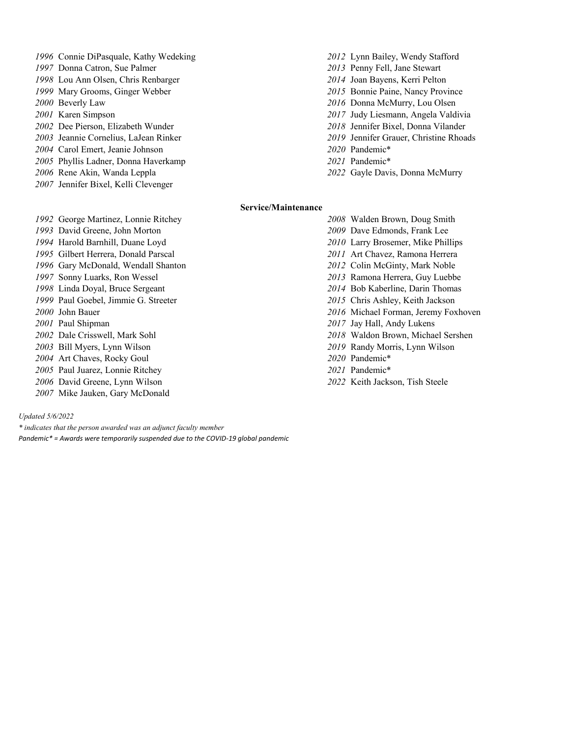*1996* Connie DiPasquale, Kathy Wedeking
*1997* Donna Catron, Sue Palmer
*1998* Lou Ann Olsen, Chris Renbarger
*1999* Mary Grooms, Ginger Webber
*2000* Beverly Law
*2001* Karen Simpson
*2002* Dee Pierson, Elizabeth Wunder
*2003* Jeannie Cornelius, LaJean Rinker
*2004* Carol Emert, Jeanie Johnson
*2005* Phyllis Ladner, Donna Haverkamp
*2006* Rene Akin, Wanda Leppla
*2007* Jennifer Bixel, Kelli Clevenger
*2012* Lynn Bailey, Wendy Stafford
*2013* Penny Fell, Jane Stewart
*2014* Joan Bayens, Kerri Pelton
*2015* Bonnie Paine, Nancy Province
*2016* Donna McMurry, Lou Olsen
*2017* Judy Liesmann, Angela Valdivia
*2018* Jennifer Bixel, Donna Vilander
*2019* Jennifer Grauer, Christine Rhoads
*2020* Pandemic*
*2021* Pandemic*
*2022* Gayle Davis, Donna McMurry

**Service/Maintenance**

*1992* George Martinez, Lonnie Ritchey
*1993* David Greene, John Morton
*1994* Harold Barnhill, Duane Loyd
*1995* Gilbert Herrera, Donald Parscal
*1996* Gary McDonald, Wendall Shanton
*1997* Sonny Luarks, Ron Wessel
*1998* Linda Doyal, Bruce Sergeant
*1999* Paul Goebel, Jimmie G. Streeter
*2000* John Bauer
*2001* Paul Shipman
*2002* Dale Crisswell, Mark Sohl
*2003* Bill Myers, Lynn Wilson
*2004* Art Chaves, Rocky Goul
*2005* Paul Juarez, Lonnie Ritchey
*2006* David Greene, Lynn Wilson
*2007* Mike Jauken, Gary McDonald
*2008* Walden Brown, Doug Smith
*2009* Dave Edmonds, Frank Lee
*2010* Larry Brosemer, Mike Phillips
*2011* Art Chavez, Ramona Herrera
*2012* Colin McGinty, Mark Noble
*2013* Ramona Herrera, Guy Luebbe
*2014* Bob Kaberline, Darin Thomas
*2015* Chris Ashley, Keith Jackson
*2016* Michael Forman, Jeremy Foxhoven
*2017* Jay Hall, Andy Lukens
*2018* Waldon Brown, Michael Sershen
*2019* Randy Morris, Lynn Wilson
*2020* Pandemic*
*2021* Pandemic*
*2022* Keith Jackson, Tish Steele

*Updated 5/6/2022*

*\* indicates that the person awarded was an adjunct faculty member*

*Pandemic\* = Awards were temporarily suspended due to the COVID-19 global pandemic*